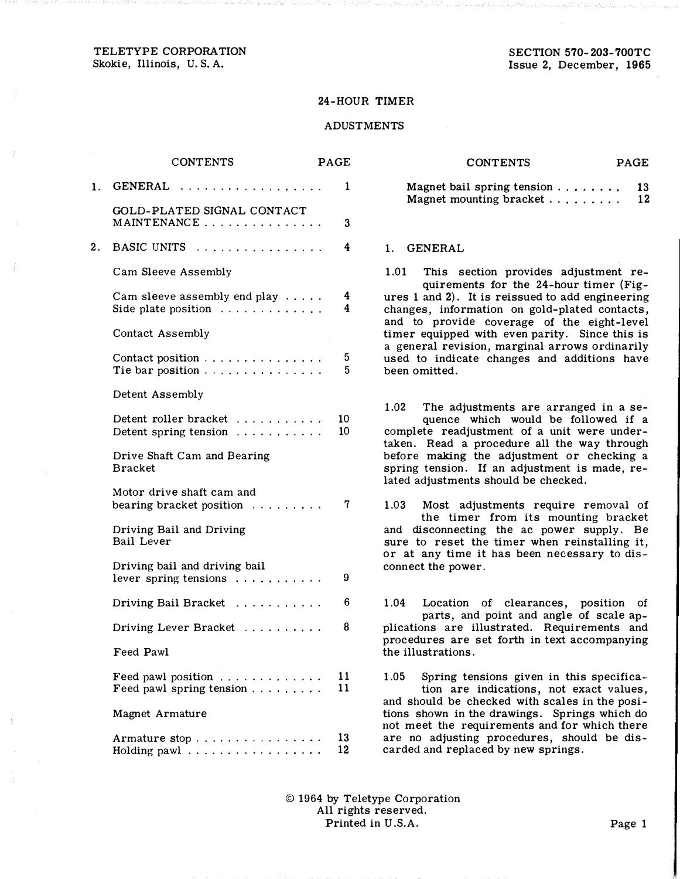TELETYPE CORPORATION
Skokie, Illinois, U. S. A.

SECTION 570-203-700TC
Issue 2, December, 1965

# 24-HOUR TIMER

## ADJUSTMENTS

| CONTENTS | PAGE |
|---|---|
| 1. GENERAL | 1 |
| GOLD-PLATED SIGNAL CONTACT MAINTENANCE | 3 |
| 2. BASIC UNITS | 4 |
| Cam Sleeve Assembly | |
| Cam sleeve assembly end play | 4 |
| Side plate position | 4 |
| Contact Assembly | |
| Contact position | 5 |
| Tie bar position | 5 |
| Detent Assembly | |
| Detent roller bracket | 10 |
| Detent spring tension | 10 |
| Drive Shaft Cam and Bearing Bracket | |
| Motor drive shaft cam and bearing bracket position | 7 |
| Driving Bail and Driving Bail Lever | |
| Driving bail and driving bail lever spring tensions | 9 |
| Driving Bail Bracket | 6 |
| Driving Lever Bracket | 8 |
| Feed Pawl | |
| Feed pawl position | 11 |
| Feed pawl spring tension | 11 |
| Magnet Armature | |
| Armature stop | 13 |
| Holding pawl | 12 |
| Magnet bail spring tension | 13 |
| Magnet mounting bracket | 12 |

## 1. GENERAL

1.01 This section provides adjustment requirements for the 24-hour timer (Figures 1 and 2). It is reissued to add engineering changes, information on gold-plated contacts, and to provide coverage of the eight-level timer equipped with even parity. Since this is a general revision, marginal arrows ordinarily used to indicate changes and additions have been omitted.

1.02 The adjustments are arranged in a sequence which would be followed if a complete readjustment of a unit were undertaken. Read a procedure all the way through before making the adjustment or checking a spring tension. If an adjustment is made, related adjustments should be checked.

1.03 Most adjustments require removal of the timer from its mounting bracket and disconnecting the ac power supply. Be sure to reset the timer when reinstalling it, or at any time it has been necessary to disconnect the power.

1.04 Location of clearances, position of parts, and point and angle of scale applications are illustrated. Requirements and procedures are set forth in text accompanying the illustrations.

1.05 Spring tensions given in this specification are indications, not exact values, and should be checked with scales in the positions shown in the drawings. Springs which do not meet the requirements and for which there are no adjusting procedures, should be discarded and replaced by new springs.

© 1964 by Teletype Corporation
All rights reserved.
Printed in U.S.A.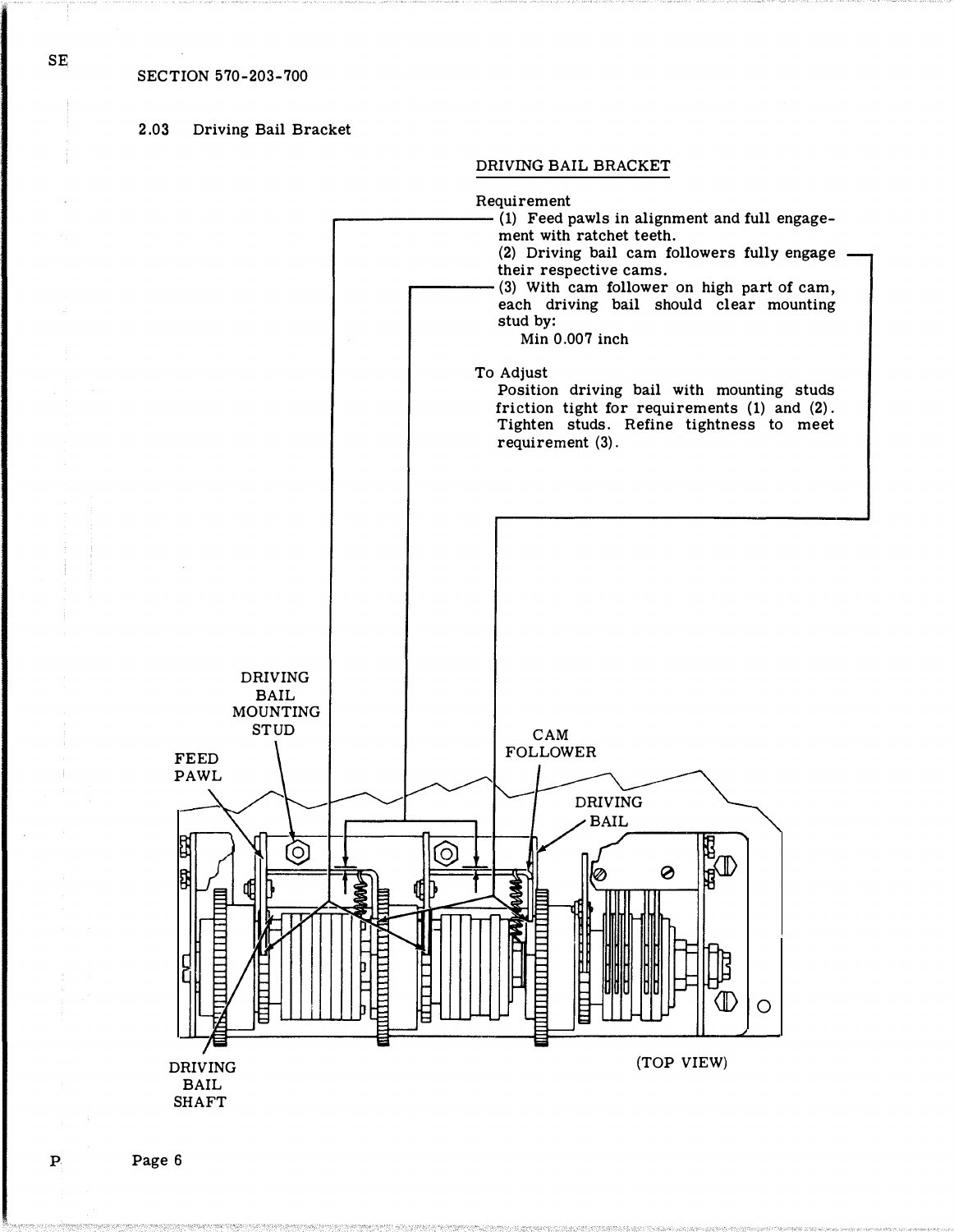2.03 Driving Bail Bracket

DRIVING BAIL BRACKET

Requirement

(1) Feed pawls in alignment and full engagement with ratchet teeth.

(2) Driving bail cam followers fully engage their respective cams.

(3) With cam follower on high part of cam, each driving bail should clear mounting stud by:

Min 0.007 inch

To Adjust

Position driving bail with mounting studs friction tight for requirements (1) and (2). Tighten studs. Refine tightness to meet requirement (3).

DRIVING BAIL MOUNTING STUD

FEED PAWL

CAM FOLLOWER

DRIVING BAIL

DRIVING BAIL SHAFT

(TOP VIEW)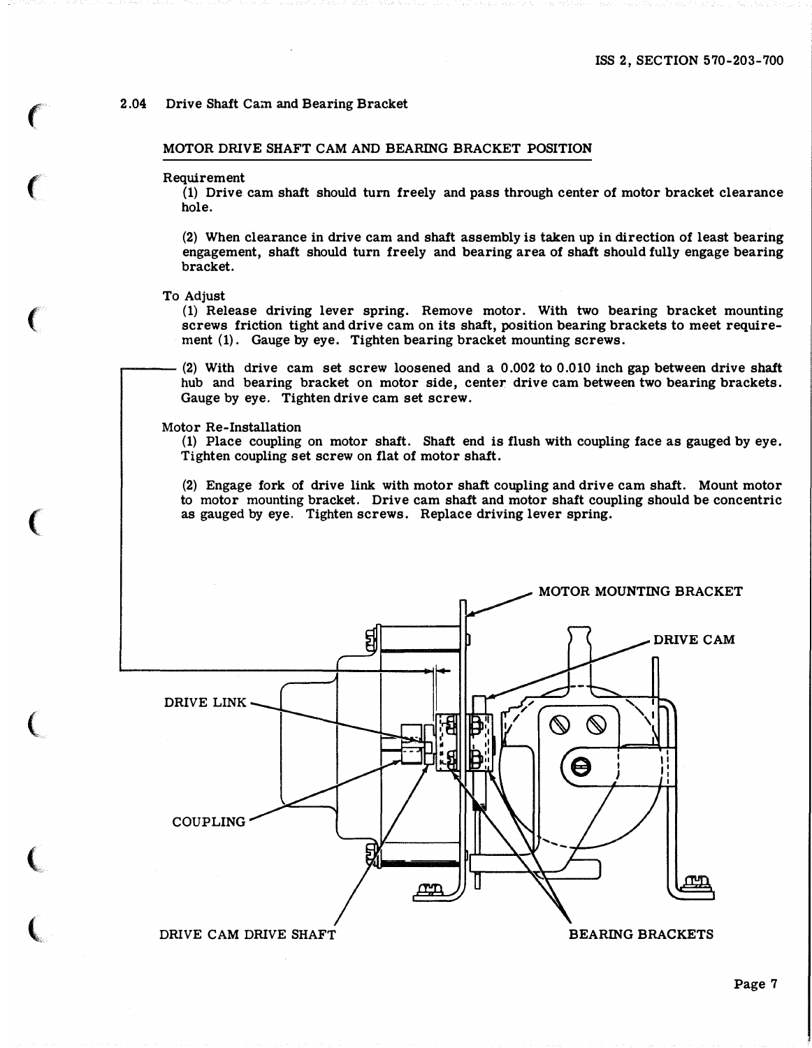## 2.04 Drive Shaft Cam and Bearing Bracket

### MOTOR DRIVE SHAFT CAM AND BEARING BRACKET POSITION

Requirement

(1) Drive cam shaft should turn freely and pass through center of motor bracket clearance hole.

(2) When clearance in drive cam and shaft assembly is taken up in direction of least bearing engagement, shaft should turn freely and bearing area of shaft should fully engage bearing bracket.

To Adjust

(1) Release driving lever spring. Remove motor. With two bearing bracket mounting screws friction tight and drive cam on its shaft, position bearing brackets to meet requirement (1). Gauge by eye. Tighten bearing bracket mounting screws.

(2) With drive cam set screw loosened and a 0.002 to 0.010 inch gap between drive shaft hub and bearing bracket on motor side, center drive cam between two bearing brackets. Gauge by eye. Tighten drive cam set screw.

Motor Re-Installation

(1) Place coupling on motor shaft. Shaft end is flush with coupling face as gauged by eye. Tighten coupling set screw on flat of motor shaft.

(2) Engage fork of drive link with motor shaft coupling and drive cam shaft. Mount motor to motor mounting bracket. Drive cam shaft and motor shaft coupling should be concentric as gauged by eye. Tighten screws. Replace driving lever spring.

MOTOR MOUNTING BRACKET

DRIVE CAM

DRIVE LINK

COUPLING

DRIVE CAM DRIVE SHAFT

BEARING BRACKETS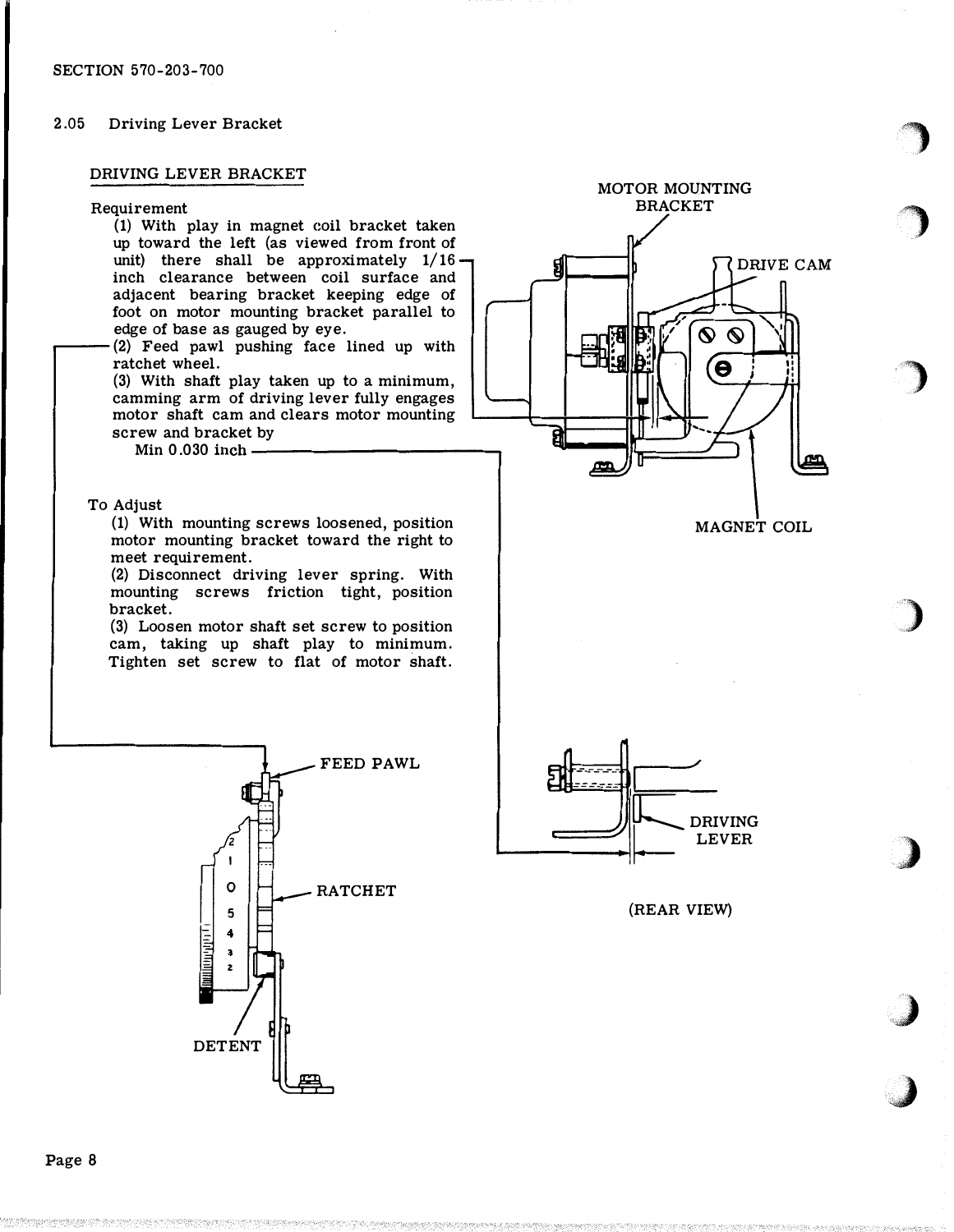2.05 Driving Lever Bracket

DRIVING LEVER BRACKET

Requirement

(1) With play in magnet coil bracket taken up toward the left (as viewed from front of unit) there shall be approximately 1/16 inch clearance between coil surface and adjacent bearing bracket keeping edge of foot on motor mounting bracket parallel to edge of base as gauged by eye.

(2) Feed pawl pushing face lined up with ratchet wheel.

(3) With shaft play taken up to a minimum, camming arm of driving lever fully engages motor shaft cam and clears motor mounting screw and bracket by

Min 0.030 inch

To Adjust

(1) With mounting screws loosened, position motor mounting bracket toward the right to meet requirement.

(2) Disconnect driving lever spring. With mounting screws friction tight, position bracket.

(3) Loosen motor shaft set screw to position cam, taking up shaft play to minimum. Tighten set screw to flat of motor shaft.

MOTOR MOUNTING BRACKET

DRIVE CAM

MAGNET COIL

FEED PAWL

RATCHET

DETENT

DRIVING LEVER

(REAR VIEW)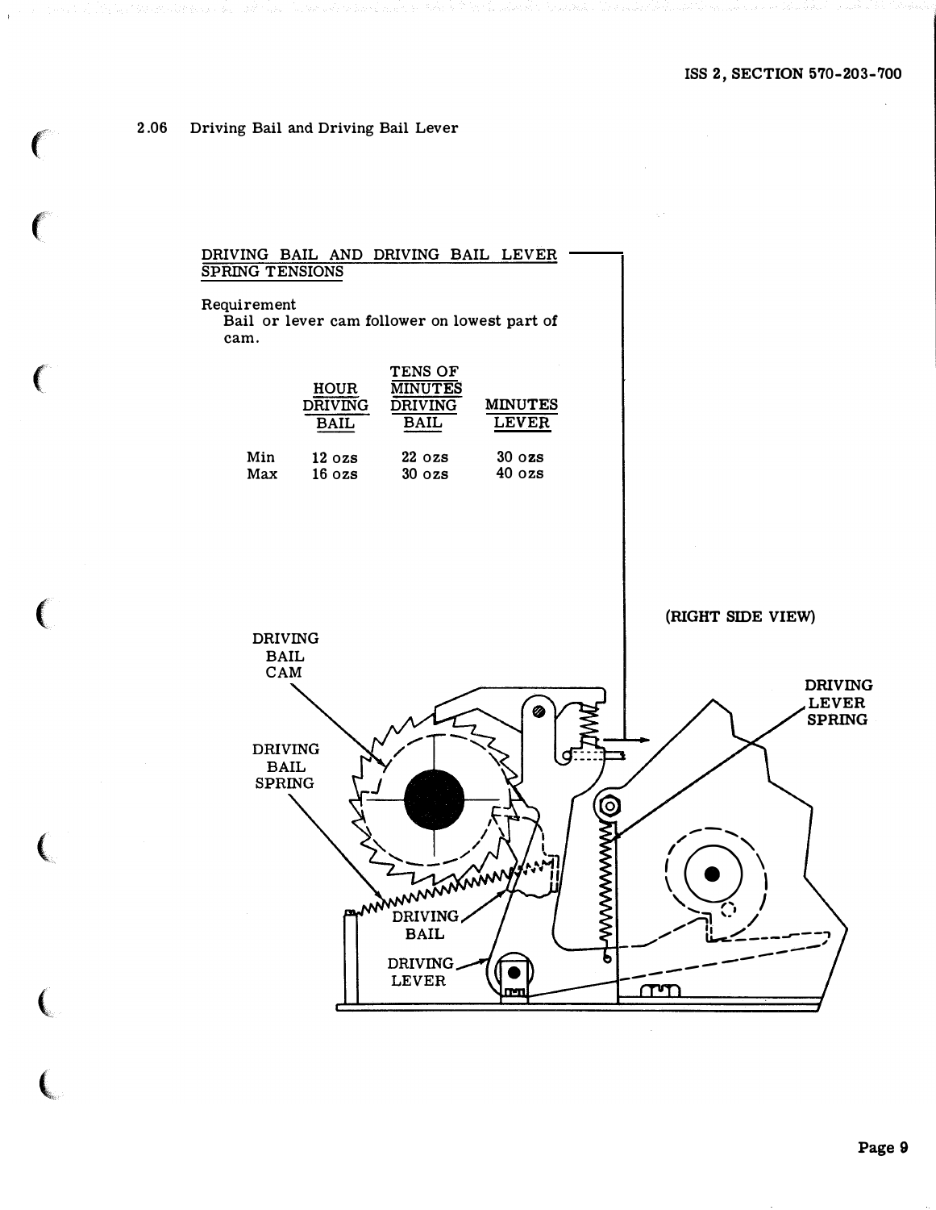2.06 Driving Bail and Driving Bail Lever

DRIVING BAIL AND DRIVING BAIL LEVER SPRING TENSIONS

Requirement
Bail or lever cam follower on lowest part of cam.

| | HOUR DRIVING BAIL | TENS OF MINUTES DRIVING BAIL | MINUTES LEVER |
|---|---|---|---|
| Min | 12 ozs | 22 ozs | 30 ozs |
| Max | 16 ozs | 30 ozs | 40 ozs |

(RIGHT SIDE VIEW)

DRIVING BAIL CAM

DRIVING BAIL SPRING

DRIVING BAIL

DRIVING LEVER

DRIVING LEVER SPRING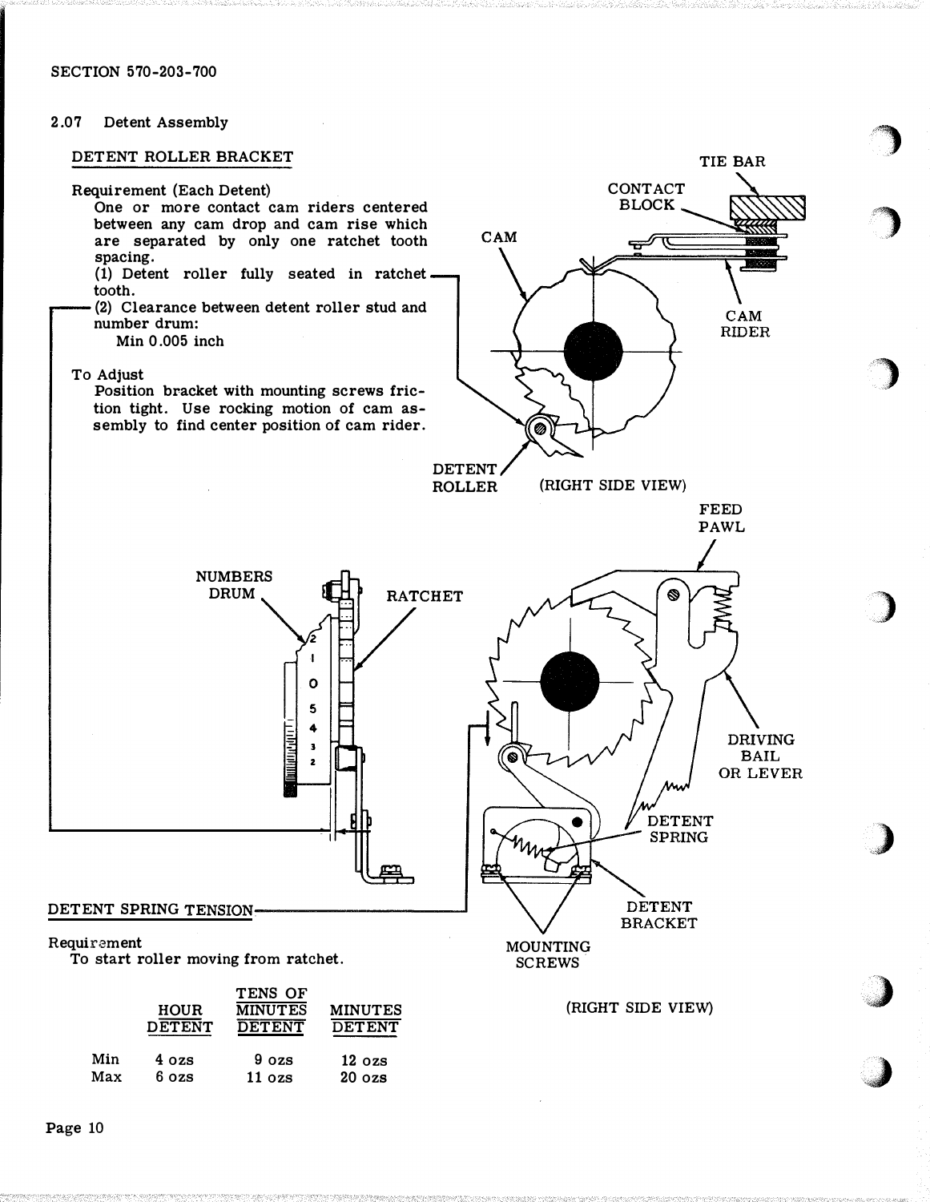## 2.07 Detent Assembly

### DETENT ROLLER BRACKET

Requirement (Each Detent)

One or more contact cam riders centered between any cam drop and cam rise which are separated by only one ratchet tooth spacing.

(1) Detent roller fully seated in ratchet tooth.

(2) Clearance between detent roller stud and number drum:

Min 0.005 inch

To Adjust

Position bracket with mounting screws friction tight. Use rocking motion of cam assembly to find center position of cam rider.

TIE BAR

CONTACT BLOCK

CAM

CAM RIDER

DETENT ROLLER

(RIGHT SIDE VIEW)

FEED PAWL

NUMBERS DRUM

RATCHET

DRIVING BAIL OR LEVER

DETENT SPRING

DETENT BRACKET

MOUNTING SCREWS

(RIGHT SIDE VIEW)

### DETENT SPRING TENSION

Requirement

To start roller moving from ratchet.

| | HOUR DETENT | TENS OF MINUTES DETENT | MINUTES DETENT |
|---|---|---|---|
| Min | 4 ozs | 9 ozs | 12 ozs |
| Max | 6 ozs | 11 ozs | 20 ozs |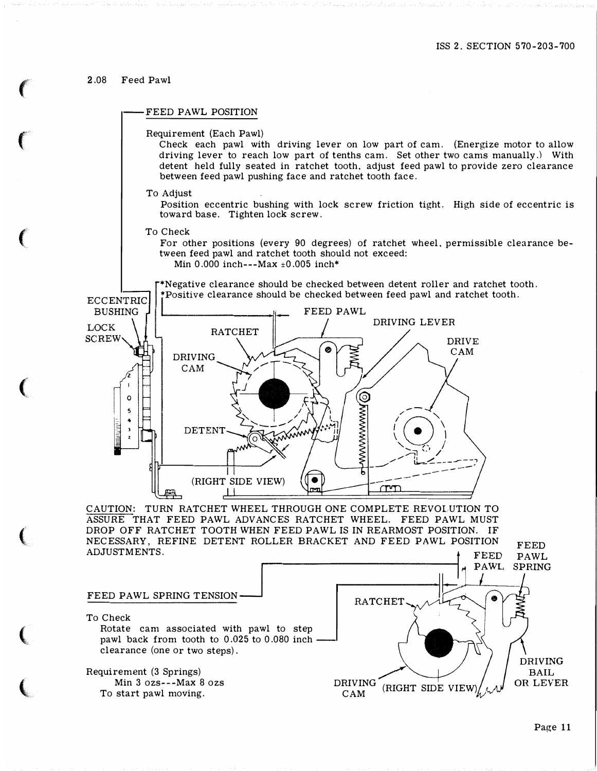## 2.08 Feed Pawl

### FEED PAWL POSITION

Requirement (Each Pawl)
Check each pawl with driving lever on low part of cam. (Energize motor to allow driving lever to reach low part of tenths cam. Set other two cams manually.) With detent held fully seated in ratchet tooth, adjust feed pawl to provide zero clearance between feed pawl pushing face and ratchet tooth face.

To Adjust
Position eccentric bushing with lock screw friction tight. High side of eccentric is toward base. Tighten lock screw.

To Check
For other positions (every 90 degrees) of ratchet wheel, permissible clearance between feed pawl and ratchet tooth should not exceed:
Min 0.000 inch---Max ±0.005 inch*

*Negative clearance should be checked between detent roller and ratchet tooth.
*Positive clearance should be checked between feed pawl and ratchet tooth.

ECCENTRIC BUSHING, LOCK SCREW, FEED PAWL, DRIVING LEVER, RATCHET, DRIVE CAM, DRIVING CAM, DETENT, (RIGHT SIDE VIEW)

CAUTION: TURN RATCHET WHEEL THROUGH ONE COMPLETE REVOLUTION TO ASSURE THAT FEED PAWL ADVANCES RATCHET WHEEL. FEED PAWL MUST DROP OFF RATCHET TOOTH WHEN FEED PAWL IS IN REARMOST POSITION. IF NECESSARY, REFINE DETENT ROLLER BRACKET AND FEED PAWL POSITION ADJUSTMENTS.

### FEED PAWL SPRING TENSION

To Check
Rotate cam associated with pawl to step pawl back from tooth to 0.025 to 0.080 inch clearance (one or two steps).

Requirement (3 Springs)
Min 3 ozs---Max 8 ozs
To start pawl moving.

FEED PAWL, FEED PAWL SPRING, RATCHET, DRIVING BAIL OR LEVER, DRIVING CAM, (RIGHT SIDE VIEW)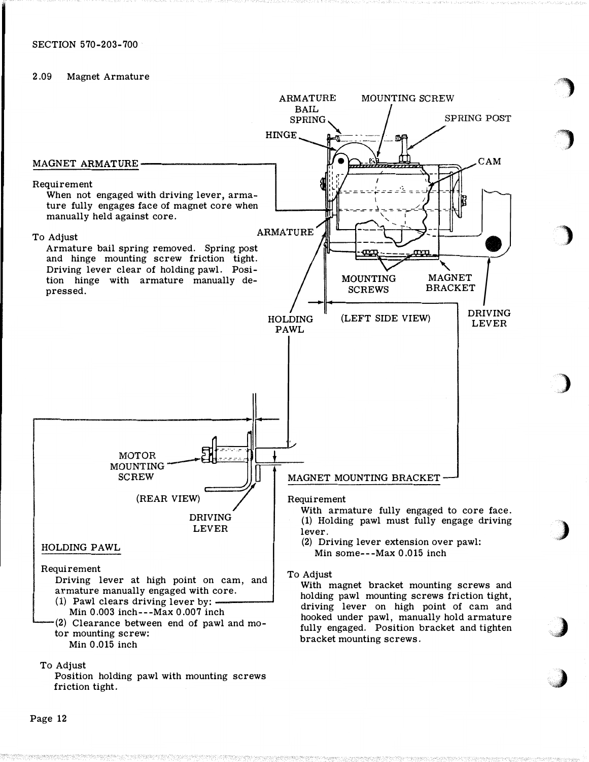## 2.09 Magnet Armature

### MAGNET ARMATURE

Requirement
When not engaged with driving lever, armature fully engages face of magnet core when manually held against core.

To Adjust
Armature bail spring removed. Spring post and hinge mounting screw friction tight. Driving lever clear of holding pawl. Position hinge with armature manually depressed.

ARMATURE BAIL SPRING — MOUNTING SCREW — SPRING POST — HINGE — CAM — ARMATURE — MOUNTING SCREWS — MAGNET BRACKET — HOLDING PAWL — DRIVING LEVER

(LEFT SIDE VIEW)

MOTOR MOUNTING SCREW — DRIVING LEVER

(REAR VIEW)

### HOLDING PAWL

Requirement
Driving lever at high point on cam, and armature manually engaged with core.
(1) Pawl clears driving lever by:
Min 0.003 inch---Max 0.007 inch
(2) Clearance between end of pawl and motor mounting screw:
Min 0.015 inch

To Adjust
Position holding pawl with mounting screws friction tight.

### MAGNET MOUNTING BRACKET

Requirement
With armature fully engaged to core face.
(1) Holding pawl must fully engage driving lever.
(2) Driving lever extension over pawl:
Min some---Max 0.015 inch

To Adjust
With magnet bracket mounting screws and holding pawl mounting screws friction tight, driving lever on high point of cam and hooked under pawl, manually hold armature fully engaged. Position bracket and tighten bracket mounting screws.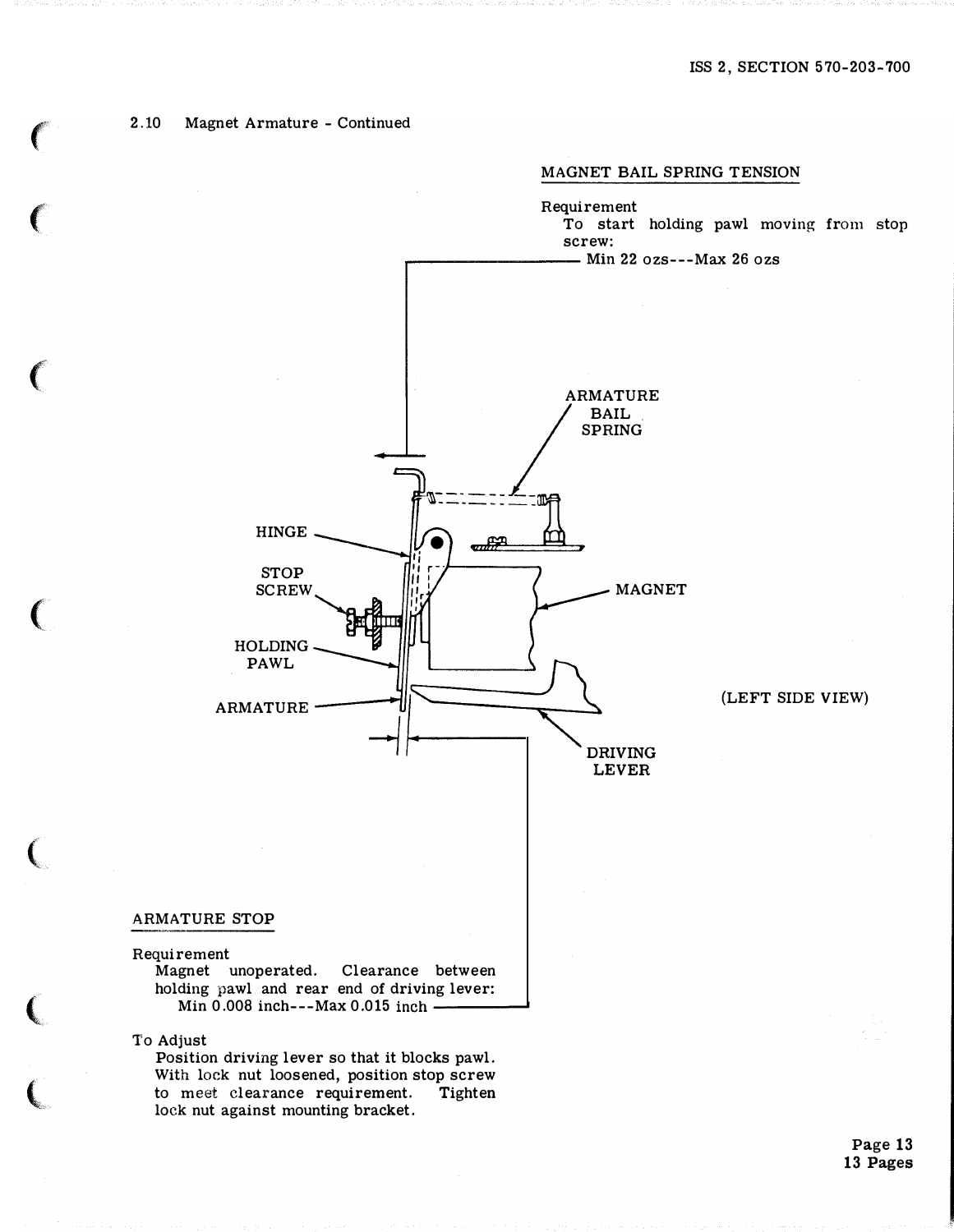2.10 Magnet Armature - Continued

### MAGNET BAIL SPRING TENSION

Requirement
To start holding pawl moving from stop screw:
Min 22 ozs---Max 26 ozs

ARMATURE BAIL SPRING

HINGE

STOP SCREW

HOLDING PAWL

ARMATURE

MAGNET

DRIVING LEVER

(LEFT SIDE VIEW)

### ARMATURE STOP

Requirement
Magnet unoperated. Clearance between holding pawl and rear end of driving lever:
Min 0.008 inch---Max 0.015 inch

To Adjust
Position driving lever so that it blocks pawl. With lock nut loosened, position stop screw to meet clearance requirement. Tighten lock nut against mounting bracket.